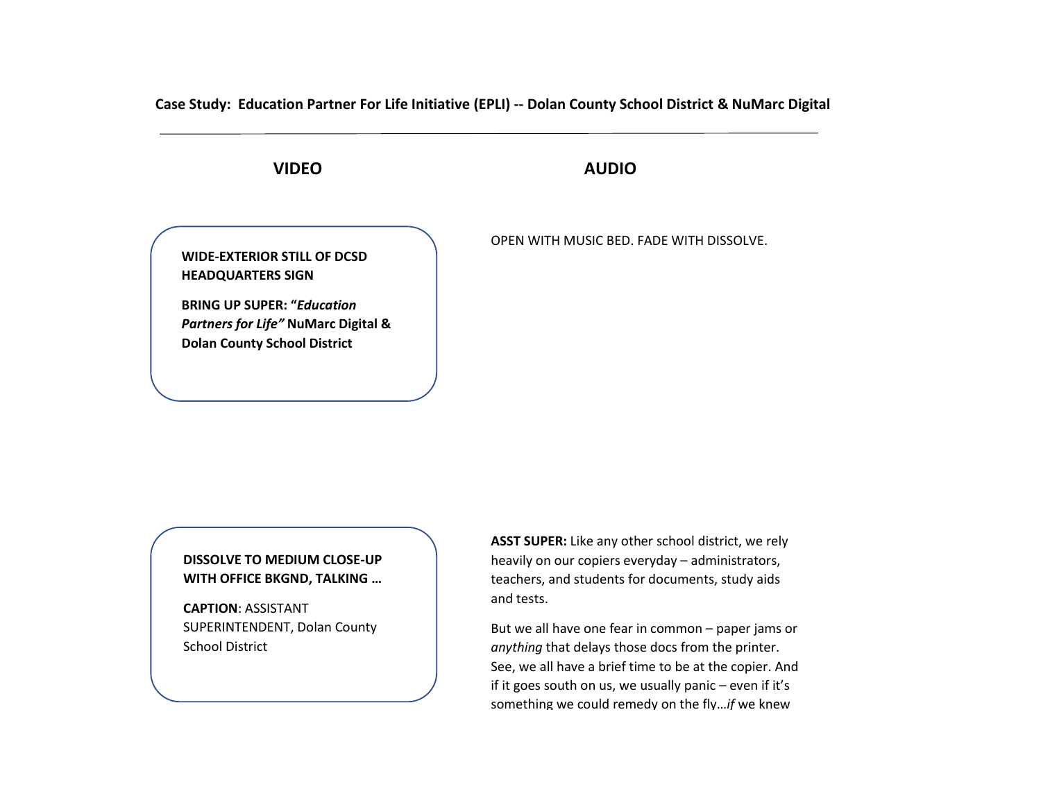**Case Study: Education Partner For Life Initiative (EPLI) -- Dolan County School District & NuMarc Digital**

---

| VIDEO | AUDIO |
| --- | --- |
| **WIDE-EXTERIOR STILL OF DCSD HEADQUARTERS SIGN**<br><br>**BRING UP SUPER: “*Education Partners for Life”* NuMarc Digital & Dolan County School District** | OPEN WITH MUSIC BED. FADE WITH DISSOLVE. |
| **DISSOLVE TO MEDIUM CLOSE-UP WITH OFFICE BKGND, TALKING …**<br><br>**CAPTION**: ASSISTANT SUPERINTENDENT, Dolan County School District | **ASST SUPER:** Like any other school district, we rely heavily on our copiers everyday – administrators, teachers, and students for documents, study aids and tests.<br><br>But we all have one fear in common – paper jams or *anything* that delays those docs from the printer. See, we all have a brief time to be at the copier. And if it goes south on us, we usually panic – even if it’s something we could remedy on the fly…*if* we knew |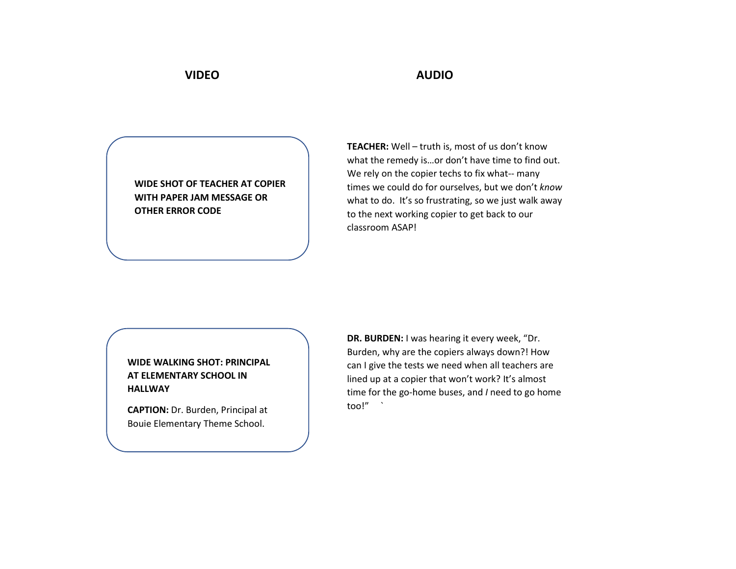| VIDEO | AUDIO |
| --- | --- |
| **WIDE SHOT OF TEACHER AT COPIER WITH PAPER JAM MESSAGE OR OTHER ERROR CODE** | **TEACHER:** Well – truth is, most of us don't know what the remedy is…or don't have time to find out. We rely on the copier techs to fix what-- many times we could do for ourselves, but we don't *know* what to do. It's so frustrating, so we just walk away to the next working copier to get back to our classroom ASAP! |
| **WIDE WALKING SHOT: PRINCIPAL AT ELEMENTARY SCHOOL IN HALLWAY** <br><br> **CAPTION:** Dr. Burden, Principal at Bouie Elementary Theme School. | **DR. BURDEN:** I was hearing it every week, "Dr. Burden, why are the copiers always down?! How can I give the tests we need when all teachers are lined up at a copier that won't work? It's almost time for the go-home buses, and *I* need to go home too!" ` |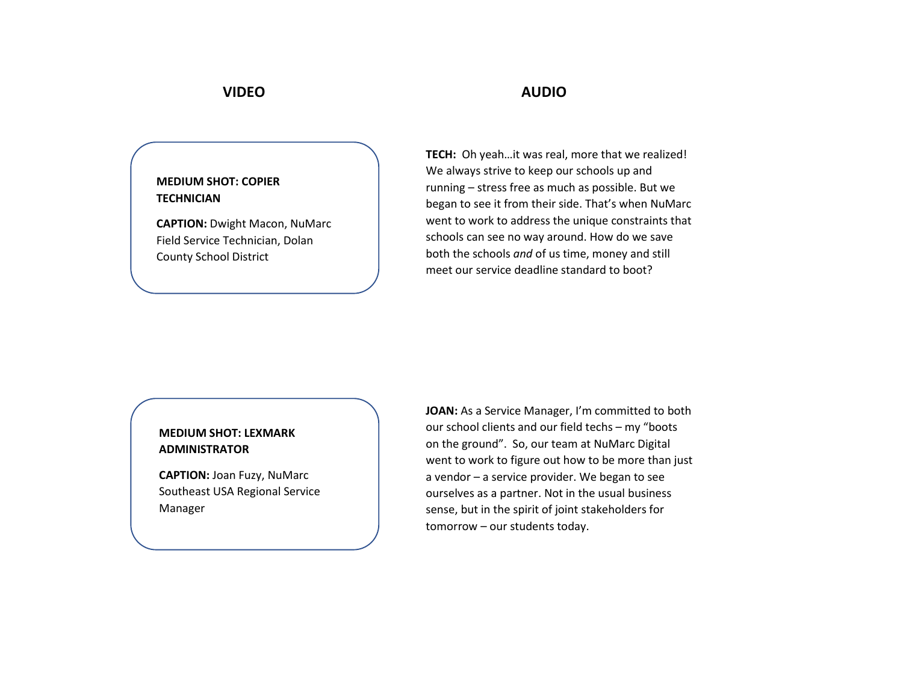| VIDEO | AUDIO |
| --- | --- |
| **MEDIUM SHOT: COPIER TECHNICIAN**<br><br>**CAPTION:** Dwight Macon, NuMarc Field Service Technician, Dolan County School District | **TECH:** Oh yeah…it was real, more that we realized! We always strive to keep our schools up and running – stress free as much as possible. But we began to see it from their side. That's when NuMarc went to work to address the unique constraints that schools can see no way around. How do we save both the schools *and* of us time, money and still meet our service deadline standard to boot? |
| **MEDIUM SHOT: LEXMARK ADMINISTRATOR**<br><br>**CAPTION:** Joan Fuzy, NuMarc Southeast USA Regional Service Manager | **JOAN:** As a Service Manager, I'm committed to both our school clients and our field techs – my "boots on the ground". So, our team at NuMarc Digital went to work to figure out how to be more than just a vendor – a service provider. We began to see ourselves as a partner. Not in the usual business sense, but in the spirit of joint stakeholders for tomorrow – our students today. |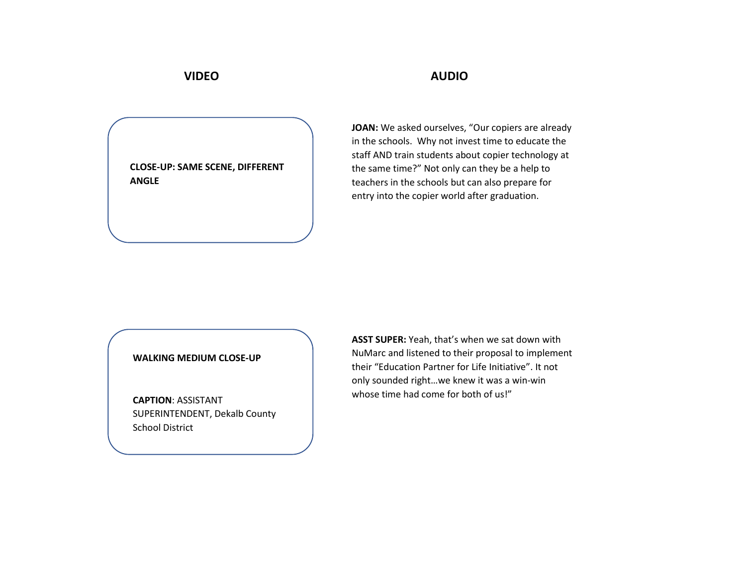| VIDEO | AUDIO |
|---|---|
| **CLOSE-UP: SAME SCENE, DIFFERENT ANGLE** | **JOAN:** We asked ourselves, “Our copiers are already in the schools. Why not invest time to educate the staff AND train students about copier technology at the same time?” Not only can they be a help to teachers in the schools but can also prepare for entry into the copier world after graduation. |
| **WALKING MEDIUM CLOSE-UP**<br><br>**CAPTION**: ASSISTANT SUPERINTENDENT, Dekalb County School District | **ASST SUPER:** Yeah, that’s when we sat down with NuMarc and listened to their proposal to implement their “Education Partner for Life Initiative”. It not only sounded right…we knew it was a win-win whose time had come for both of us!” |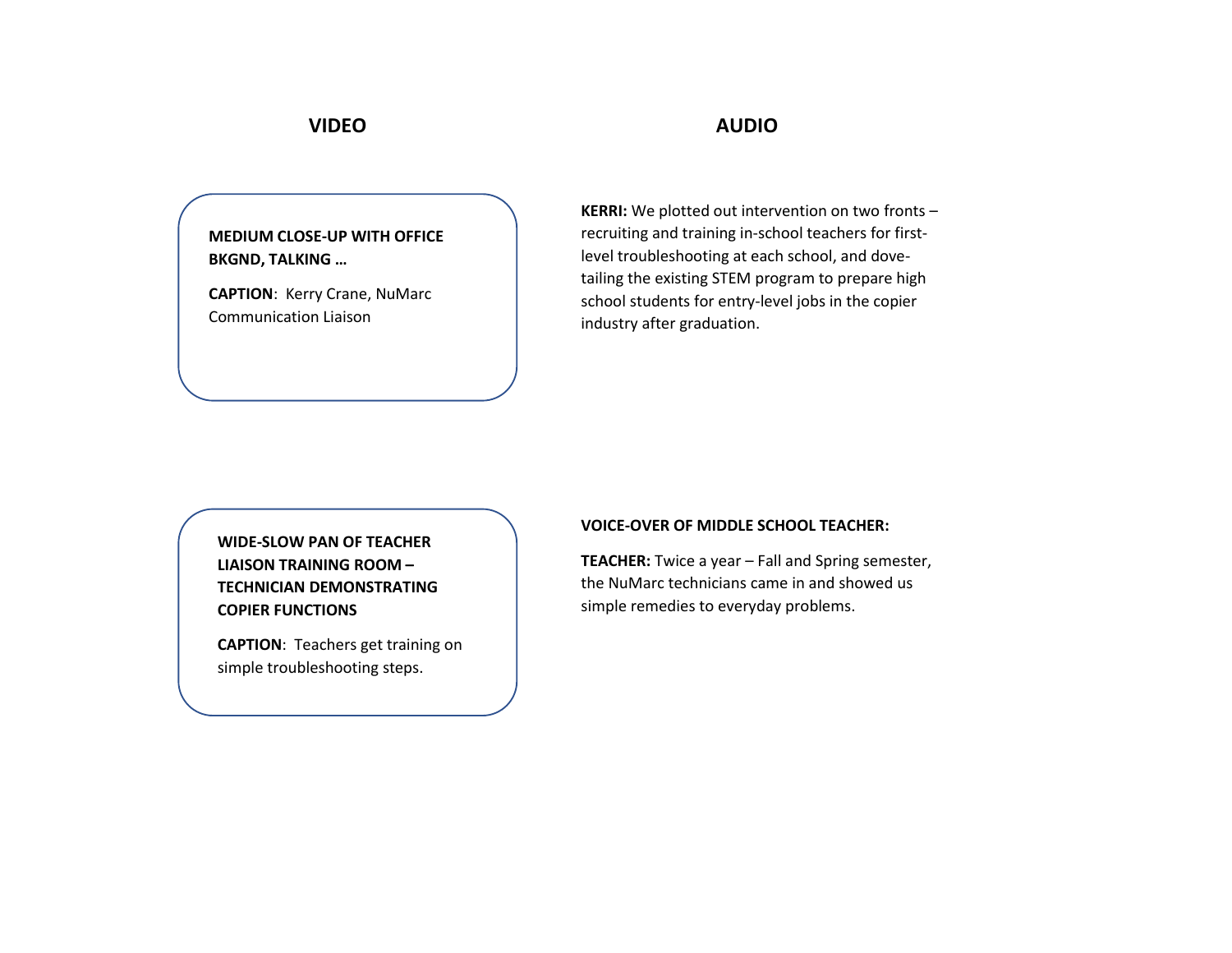| VIDEO | AUDIO |
| --- | --- |
| **MEDIUM CLOSE-UP WITH OFFICE BKGND, TALKING …**<br><br>**CAPTION**: Kerry Crane, NuMarc Communication Liaison | **KERRI:** We plotted out intervention on two fronts – recruiting and training in-school teachers for first-level troubleshooting at each school, and dove-tailing the existing STEM program to prepare high school students for entry-level jobs in the copier industry after graduation. |
| **WIDE-SLOW PAN OF TEACHER LIAISON TRAINING ROOM – TECHNICIAN DEMONSTRATING COPIER FUNCTIONS**<br><br>**CAPTION**: Teachers get training on simple troubleshooting steps. | **VOICE-OVER OF MIDDLE SCHOOL TEACHER:**<br><br>**TEACHER:** Twice a year – Fall and Spring semester, the NuMarc technicians came in and showed us simple remedies to everyday problems. |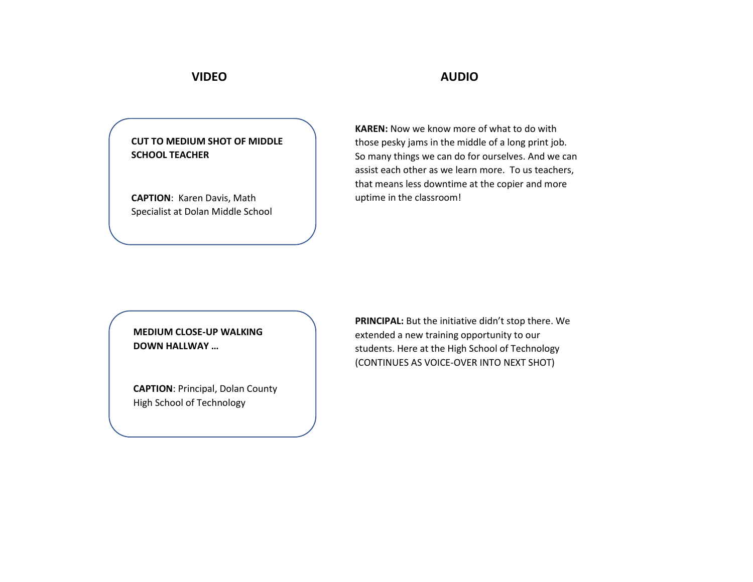| VIDEO | AUDIO |
| --- | --- |
| **CUT TO MEDIUM SHOT OF MIDDLE SCHOOL TEACHER**<br><br>**CAPTION**: Karen Davis, Math Specialist at Dolan Middle School | **KAREN:** Now we know more of what to do with those pesky jams in the middle of a long print job. So many things we can do for ourselves. And we can assist each other as we learn more. To us teachers, that means less downtime at the copier and more uptime in the classroom! |
| **MEDIUM CLOSE-UP WALKING DOWN HALLWAY …**<br><br>**CAPTION**: Principal, Dolan County High School of Technology | **PRINCIPAL:** But the initiative didn't stop there. We extended a new training opportunity to our students. Here at the High School of Technology (CONTINUES AS VOICE-OVER INTO NEXT SHOT) |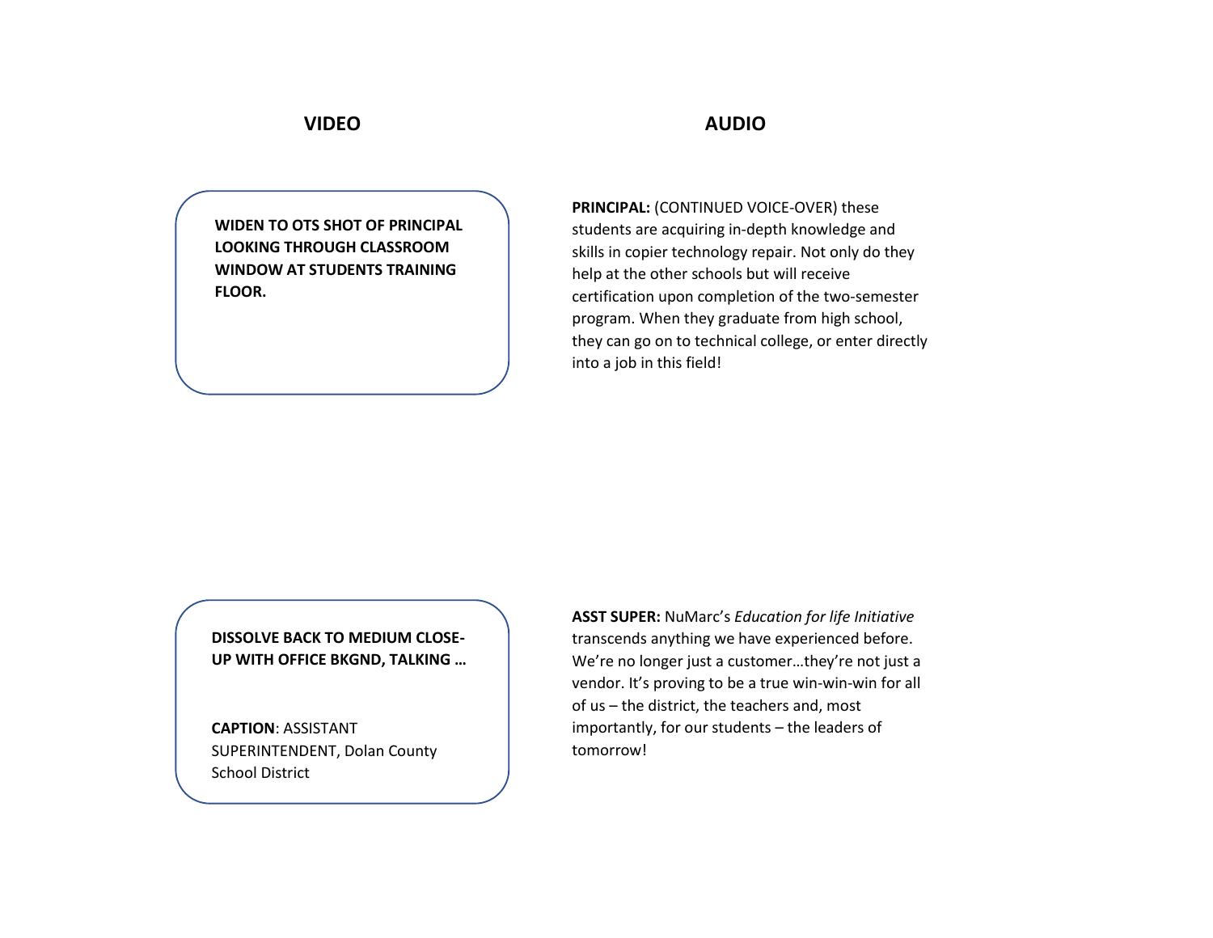| VIDEO | AUDIO |
|---|---|
| **WIDEN TO OTS SHOT OF PRINCIPAL LOOKING THROUGH CLASSROOM WINDOW AT STUDENTS TRAINING FLOOR.** | **PRINCIPAL:** (CONTINUED VOICE-OVER) these students are acquiring in-depth knowledge and skills in copier technology repair. Not only do they help at the other schools but will receive certification upon completion of the two-semester program. When they graduate from high school, they can go on to technical college, or enter directly into a job in this field! |
| **DISSOLVE BACK TO MEDIUM CLOSE-UP WITH OFFICE BKGND, TALKING …**<br><br>**CAPTION**: ASSISTANT SUPERINTENDENT, Dolan County School District | **ASST SUPER:** NuMarc's *Education for life Initiative* transcends anything we have experienced before. We're no longer just a customer…they're not just a vendor. It's proving to be a true win-win-win for all of us – the district, the teachers and, most importantly, for our students – the leaders of tomorrow! |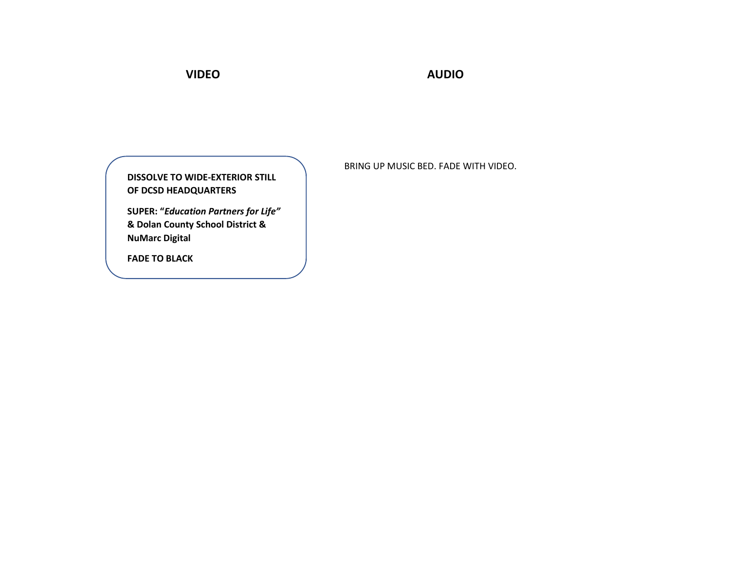| VIDEO | AUDIO |
| --- | --- |
| **DISSOLVE TO WIDE-EXTERIOR STILL OF DCSD HEADQUARTERS**<br><br>**SUPER: “*Education Partners for Life”* & Dolan County School District & NuMarc Digital**<br><br>**FADE TO BLACK** | BRING UP MUSIC BED. FADE WITH VIDEO. |